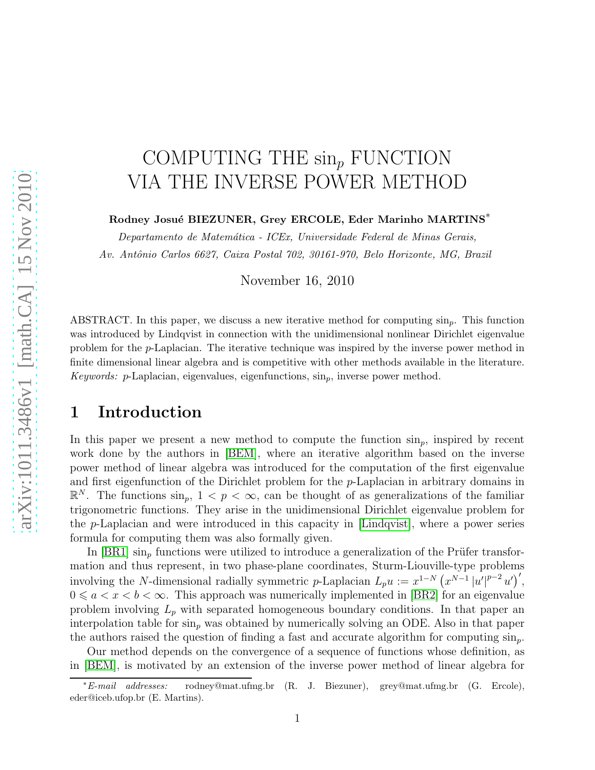# COMPUTING THE $\sin_p$ FUNCTION VIA THE INVERSE POWER METHOD

**Rodney Josué BIEZUNER, Grey ERCOLE, Eder Marinho MARTINS***

*Departamento de Matemática - ICEx, Universidade Federal de Minas Gerais,*
*Av. Antônio Carlos 6627, Caixa Postal 702, 30161-970, Belo Horizonte, MG, Brazil*

November 16, 2010

ABSTRACT. In this paper, we discuss a new iterative method for computing $\sin_p$. This function was introduced by Lindqvist in connection with the unidimensional nonlinear Dirichlet eigenvalue problem for the $p$-Laplacian. The iterative technique was inspired by the inverse power method in finite dimensional linear algebra and is competitive with other methods available in the literature.
*Keywords:* $p$-Laplacian, eigenvalues, eigenfunctions, $\sin_p$, inverse power method.

## 1 Introduction

In this paper we present a new method to compute the function $\sin_p$, inspired by recent work done by the authors in [BEM], where an iterative algorithm based on the inverse power method of linear algebra was introduced for the computation of the first eigenvalue and first eigenfunction of the Dirichlet problem for the $p$-Laplacian in arbitrary domains in $\mathbb{R}^N$. The functions $\sin_p$, $1 < p < \infty$, can be thought of as generalizations of the familiar trigonometric functions. They arise in the unidimensional Dirichlet eigenvalue problem for the $p$-Laplacian and were introduced in this capacity in [Lindqvist], where a power series formula for computing them was also formally given.

In [BR1] $\sin_p$ functions were utilized to introduce a generalization of the Prüfer transformation and thus represent, in two phase-plane coordinates, Sturm-Liouville-type problems involving the $N$-dimensional radially symmetric $p$-Laplacian $L_p u := x^{1-N}\left(x^{N-1}\left|u'\right|^{p-2}u'\right)'$, $0 \leqslant a < x < b < \infty$. This approach was numerically implemented in [BR2] for an eigenvalue problem involving $L_p$ with separated homogeneous boundary conditions. In that paper an interpolation table for $\sin_p$ was obtained by numerically solving an ODE. Also in that paper the authors raised the question of finding a fast and accurate algorithm for computing $\sin_p$.

Our method depends on the convergence of a sequence of functions whose definition, as in [BEM], is motivated by an extension of the inverse power method of linear algebra for

*E-mail addresses: rodney@mat.ufmg.br (R. J. Biezuner), grey@mat.ufmg.br (G. Ercole), eder@iceb.ufop.br (E. Martins).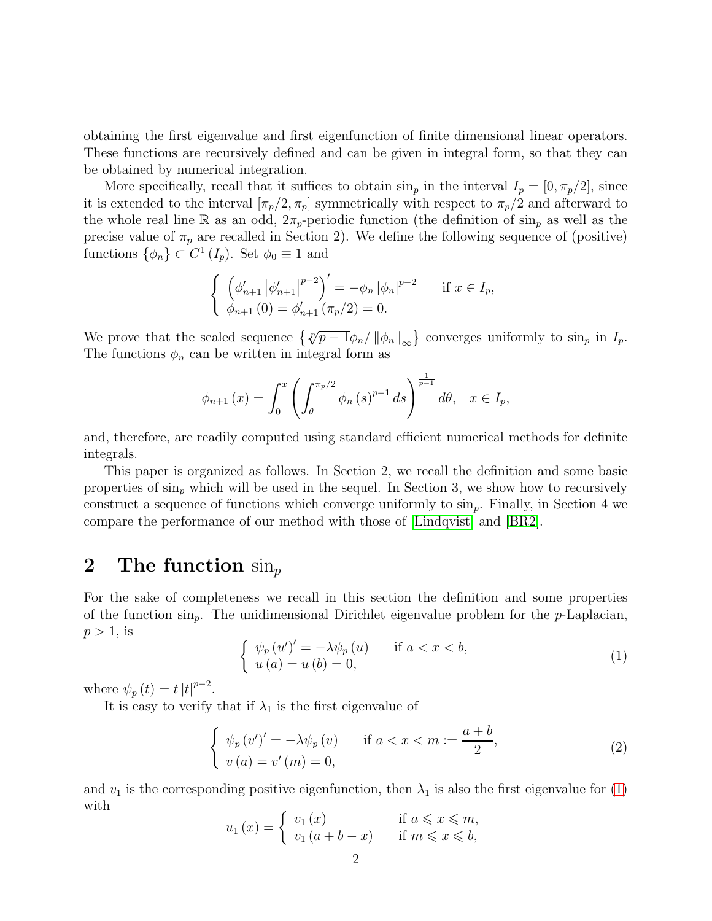obtaining the first eigenvalue and first eigenfunction of finite dimensional linear operators. These functions are recursively defined and can be given in integral form, so that they can be obtained by numerical integration.

More specifically, recall that it suffices to obtain $\sin_p$ in the interval $I_p = [0, \pi_p/2]$, since it is extended to the interval $[\pi_p/2, \pi_p]$ symmetrically with respect to $\pi_p/2$ and afterward to the whole real line $\mathbb{R}$ as an odd, $2\pi_p$-periodic function (the definition of $\sin_p$ as well as the precise value of $\pi_p$ are recalled in Section 2). We define the following sequence of (positive) functions $\{\phi_n\} \subset C^1(I_p)$. Set $\phi_0 \equiv 1$ and

$$\begin{cases} \left(\phi_{n+1}' \left|\phi_{n+1}'\right|^{p-2}\right)' = -\phi_n \left|\phi_n\right|^{p-2} & \text{if } x \in I_p, \\ \phi_{n+1}(0) = \phi_{n+1}'(\pi_p/2) = 0. \end{cases}$$

We prove that the scaled sequence $\left\{\sqrt[p]{p-1}\phi_n / \left\|\phi_n\right\|_\infty\right\}$ converges uniformly to $\sin_p$ in $I_p$. The functions $\phi_n$ can be written in integral form as

$$\phi_{n+1}(x) = \int_0^x \left(\int_\theta^{\pi_p/2} \phi_n(s)^{p-1} \, ds\right)^{\frac{1}{p-1}} d\theta, \quad x \in I_p,$$

and, therefore, are readily computed using standard efficient numerical methods for definite integrals.

This paper is organized as follows. In Section 2, we recall the definition and some basic properties of $\sin_p$ which will be used in the sequel. In Section 3, we show how to recursively construct a sequence of functions which converge uniformly to $\sin_p$. Finally, in Section 4 we compare the performance of our method with those of [Lindqvist] and [BR2].

## 2 The function $\sin_p$

For the sake of completeness we recall in this section the definition and some properties of the function $\sin_p$. The unidimensional Dirichlet eigenvalue problem for the $p$-Laplacian, $p > 1$, is

$$\begin{cases} \psi_p(u')' = -\lambda \psi_p(u) & \text{if } a < x < b, \\ u(a) = u(b) = 0, \end{cases} \tag{1}$$

where $\psi_p(t) = t\,|t|^{p-2}$.

It is easy to verify that if $\lambda_1$ is the first eigenvalue of

$$\begin{cases} \psi_p(v')' = -\lambda \psi_p(v) & \text{if } a < x < m := \dfrac{a+b}{2}, \\ v(a) = v'(m) = 0, \end{cases} \tag{2}$$

and $v_1$ is the corresponding positive eigenfunction, then $\lambda_1$ is also the first eigenvalue for (1) with

$$u_1(x) = \begin{cases} v_1(x) & \text{if } a \leqslant x \leqslant m, \\ v_1(a+b-x) & \text{if } m \leqslant x \leqslant b, \end{cases}$$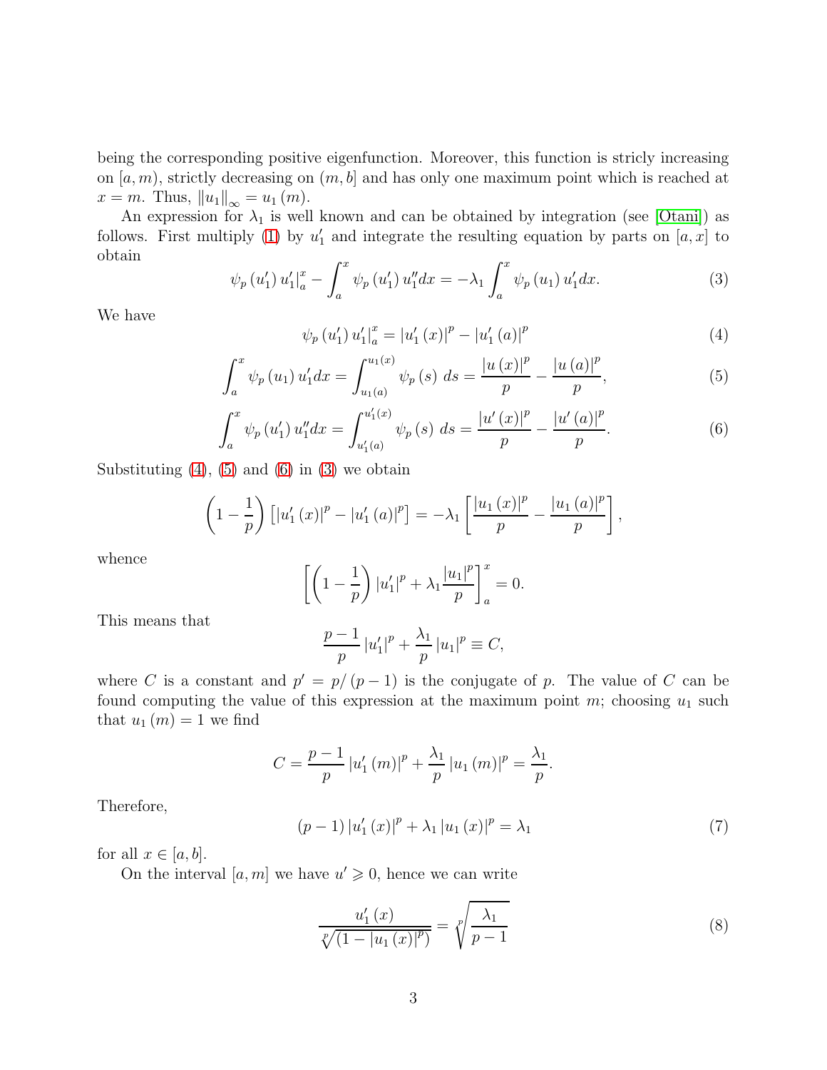being the corresponding positive eigenfunction. Moreover, this function is stricly increasing on $[a,m)$, strictly decreasing on $(m,b]$ and has only one maximum point which is reached at $x=m$. Thus, $\|u_1\|_\infty = u_1(m)$.

An expression for $\lambda_1$ is well known and can be obtained by integration (see [Otani]) as follows. First multiply (1) by $u_1'$ and integrate the resulting equation by parts on $[a,x]$ to obtain

$$\psi_p(u_1')\,u_1'\big|_a^x - \int_a^x \psi_p(u_1')\,u_1''dx = -\lambda_1 \int_a^x \psi_p(u_1)\,u_1'dx. \tag{3}$$

We have

$$\psi_p(u_1')\,u_1'\big|_a^x = |u_1'(x)|^p - |u_1'(a)|^p \tag{4}$$

$$\int_a^x \psi_p(u_1)\,u_1'dx = \int_{u_1(a)}^{u_1(x)} \psi_p(s)\; ds = \frac{|u(x)|^p}{p} - \frac{|u(a)|^p}{p}, \tag{5}$$

$$\int_a^x \psi_p(u_1')\,u_1''dx = \int_{u_1'(a)}^{u_1'(x)} \psi_p(s)\; ds = \frac{|u'(x)|^p}{p} - \frac{|u'(a)|^p}{p}. \tag{6}$$

Substituting (4), (5) and (6) in (3) we obtain

$$\left(1-\frac{1}{p}\right)\left[|u_1'(x)|^p - |u_1'(a)|^p\right] = -\lambda_1\left[\frac{|u_1(x)|^p}{p} - \frac{|u_1(a)|^p}{p}\right],$$

whence

$$\left[\left(1-\frac{1}{p}\right)|u_1'|^p + \lambda_1\frac{|u_1|^p}{p}\right]_a^x = 0.$$

This means that

$$\frac{p-1}{p}|u_1'|^p + \frac{\lambda_1}{p}|u_1|^p \equiv C,$$

where $C$ is a constant and $p' = p/(p-1)$ is the conjugate of $p$. The value of $C$ can be found computing the value of this expression at the maximum point $m$; choosing $u_1$ such that $u_1(m)=1$ we find

$$C = \frac{p-1}{p}|u_1'(m)|^p + \frac{\lambda_1}{p}|u_1(m)|^p = \frac{\lambda_1}{p}.$$

Therefore,

$$(p-1)\,|u_1'(x)|^p + \lambda_1\,|u_1(x)|^p = \lambda_1 \tag{7}$$

for all $x \in [a,b]$.

On the interval $[a,m]$ we have $u' \geqslant 0$, hence we can write

$$\frac{u_1'(x)}{\sqrt[p]{(1-|u_1(x)|^p)}} = \sqrt[p]{\frac{\lambda_1}{p-1}} \tag{8}$$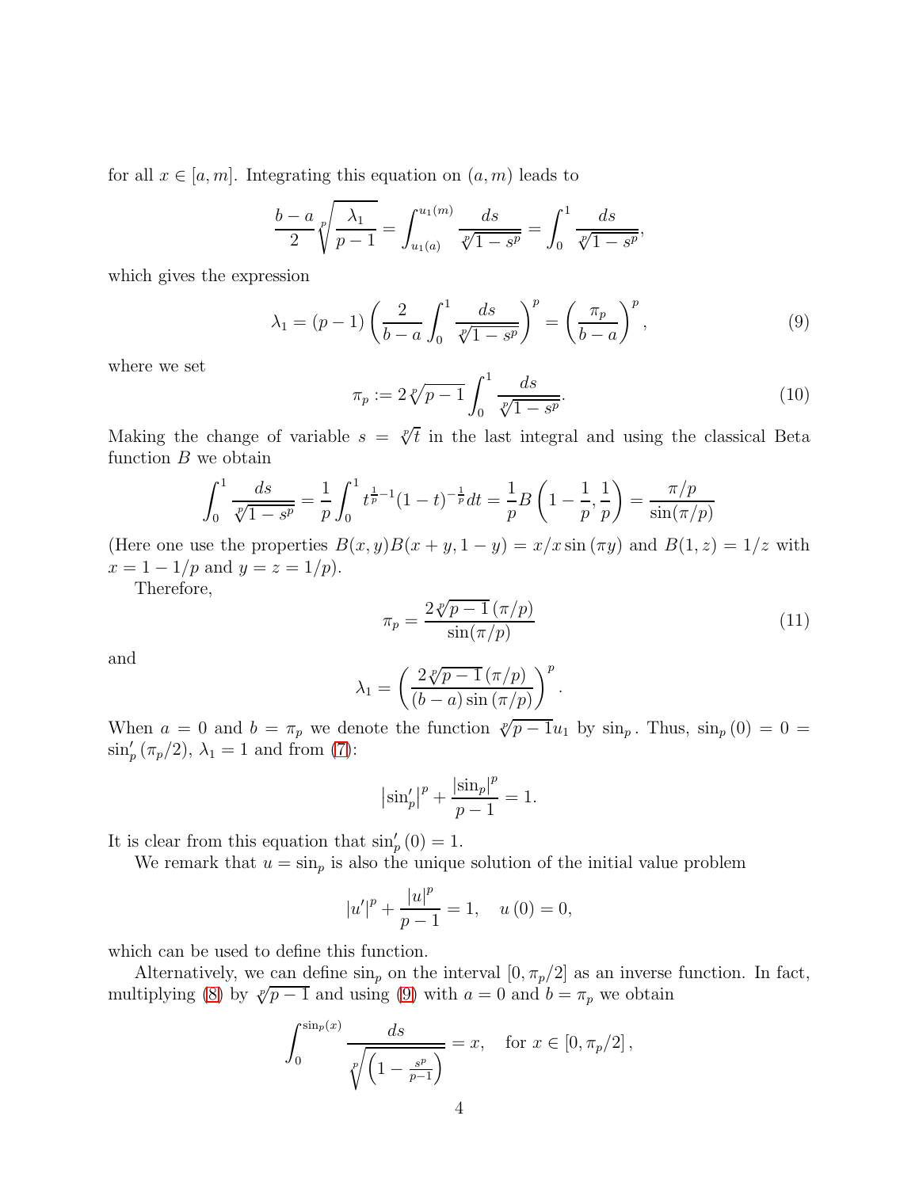for all $x \in [a, m]$. Integrating this equation on $(a, m)$ leads to

$$\frac{b-a}{2}\sqrt[p]{\frac{\lambda_1}{p-1}} = \int_{u_1(a)}^{u_1(m)} \frac{ds}{\sqrt[p]{1-s^p}} = \int_0^1 \frac{ds}{\sqrt[p]{1-s^p}},$$

which gives the expression

$$\lambda_1 = (p-1)\left(\frac{2}{b-a}\int_0^1 \frac{ds}{\sqrt[p]{1-s^p}}\right)^p = \left(\frac{\pi_p}{b-a}\right)^p, \tag{9}$$

where we set

$$\pi_p := 2\sqrt[p]{p-1}\int_0^1 \frac{ds}{\sqrt[p]{1-s^p}}. \tag{10}$$

Making the change of variable $s = \sqrt[p]{t}$ in the last integral and using the classical Beta function $B$ we obtain

$$\int_0^1 \frac{ds}{\sqrt[p]{1-s^p}} = \frac{1}{p}\int_0^1 t^{\frac{1}{p}-1}(1-t)^{-\frac{1}{p}}dt = \frac{1}{p}B\left(1-\frac{1}{p},\frac{1}{p}\right) = \frac{\pi/p}{\sin(\pi/p)}$$

(Here one use the properties $B(x,y)B(x+y,1-y) = x/x\sin(\pi y)$ and $B(1,z) = 1/z$ with $x = 1-1/p$ and $y = z = 1/p$).

Therefore,

$$\pi_p = \frac{2\sqrt[p]{p-1}\,(\pi/p)}{\sin(\pi/p)} \tag{11}$$

and

$$\lambda_1 = \left(\frac{2\sqrt[p]{p-1}\,(\pi/p)}{(b-a)\sin(\pi/p)}\right)^p.$$

When $a = 0$ and $b = \pi_p$ we denote the function $\sqrt[p]{p-1}u_1$ by $\sin_p$. Thus, $\sin_p(0) = 0 = \sin_p'(\pi_p/2)$, $\lambda_1 = 1$ and from (7):

$$\left|\sin_p'\right|^p + \frac{\left|\sin_p\right|^p}{p-1} = 1.$$

It is clear from this equation that $\sin_p'(0) = 1$.

We remark that $u = \sin_p$ is also the unique solution of the initial value problem

$$|u'|^p + \frac{|u|^p}{p-1} = 1, \quad u(0) = 0,$$

which can be used to define this function.

Alternatively, we can define $\sin_p$ on the interval $[0, \pi_p/2]$ as an inverse function. In fact, multiplying (8) by $\sqrt[p]{p-1}$ and using (9) with $a = 0$ and $b = \pi_p$ we obtain

$$\int_0^{\sin_p(x)} \frac{ds}{\sqrt[p]{\left(1-\frac{s^p}{p-1}\right)}} = x, \quad \text{for } x \in [0, \pi_p/2],$$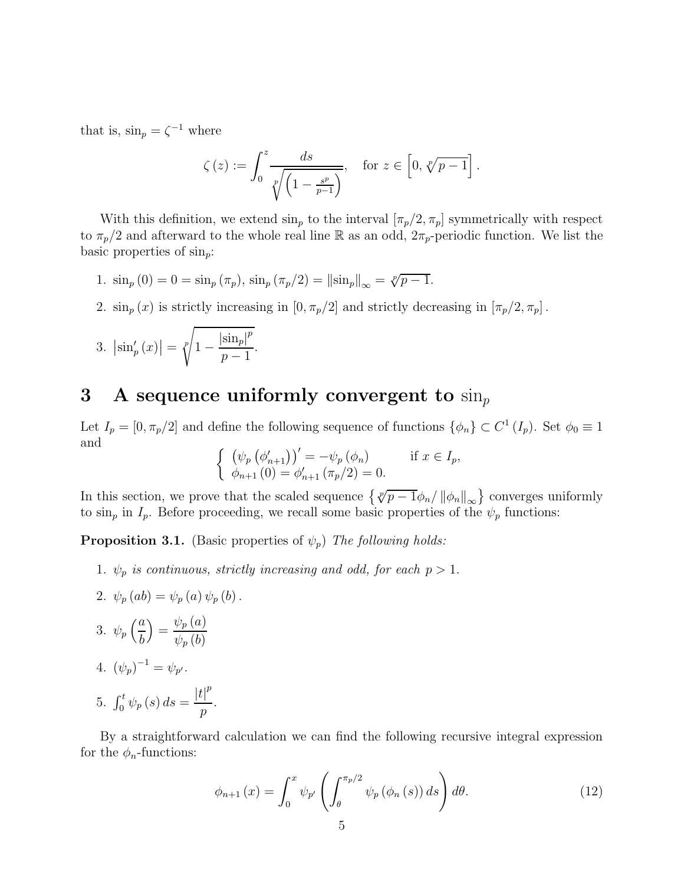that is, $\sin_p = \zeta^{-1}$ where

$$\zeta(z) := \int_0^z \frac{ds}{\sqrt[p]{\left(1 - \frac{s^p}{p-1}\right)}}, \quad \text{for } z \in \left[0, \sqrt[p]{p-1}\right].$$

With this definition, we extend $\sin_p$ to the interval $[\pi_p/2, \pi_p]$ symmetrically with respect to $\pi_p/2$ and afterward to the whole real line $\mathbb{R}$ as an odd, $2\pi_p$-periodic function. We list the basic properties of $\sin_p$:

1. $\sin_p(0) = 0 = \sin_p(\pi_p)$, $\sin_p(\pi_p/2) = \|\sin_p\|_\infty = \sqrt[p]{p-1}$.
2. $\sin_p(x)$ is strictly increasing in $[0, \pi_p/2]$ and strictly decreasing in $[\pi_p/2, \pi_p]$.
3. $\left|\sin_p'(x)\right| = \sqrt[p]{1 - \dfrac{|\sin_p|^p}{p-1}}$.

# 3 A sequence uniformly convergent to $\sin_p$

Let $I_p = [0, \pi_p/2]$ and define the following sequence of functions $\{\phi_n\} \subset C^1(I_p)$. Set $\phi_0 \equiv 1$ and

$$\begin{cases} \left(\psi_p\left(\phi_{n+1}'\right)\right)' = -\psi_p(\phi_n) & \text{if } x \in I_p, \\ \phi_{n+1}(0) = \phi_{n+1}'(\pi_p/2) = 0. \end{cases}$$

In this section, we prove that the scaled sequence $\left\{\sqrt[p]{p-1}\phi_n / \|\phi_n\|_\infty\right\}$ converges uniformly to $\sin_p$ in $I_p$. Before proceeding, we recall some basic properties of the $\psi_p$ functions:

**Proposition 3.1.** (Basic properties of $\psi_p$) *The following holds:*

1. *$\psi_p$ is continuous, strictly increasing and odd, for each $p > 1$.*
2. $\psi_p(ab) = \psi_p(a)\psi_p(b)$.
3. $\psi_p\left(\dfrac{a}{b}\right) = \dfrac{\psi_p(a)}{\psi_p(b)}$
4. $(\psi_p)^{-1} = \psi_{p'}$.
5. $\int_0^t \psi_p(s)\,ds = \dfrac{|t|^p}{p}$.

By a straightforward calculation we can find the following recursive integral expression for the $\phi_n$-functions:

$$\phi_{n+1}(x) = \int_0^x \psi_{p'}\left(\int_\theta^{\pi_p/2} \psi_p(\phi_n(s))\,ds\right) d\theta. \tag{12}$$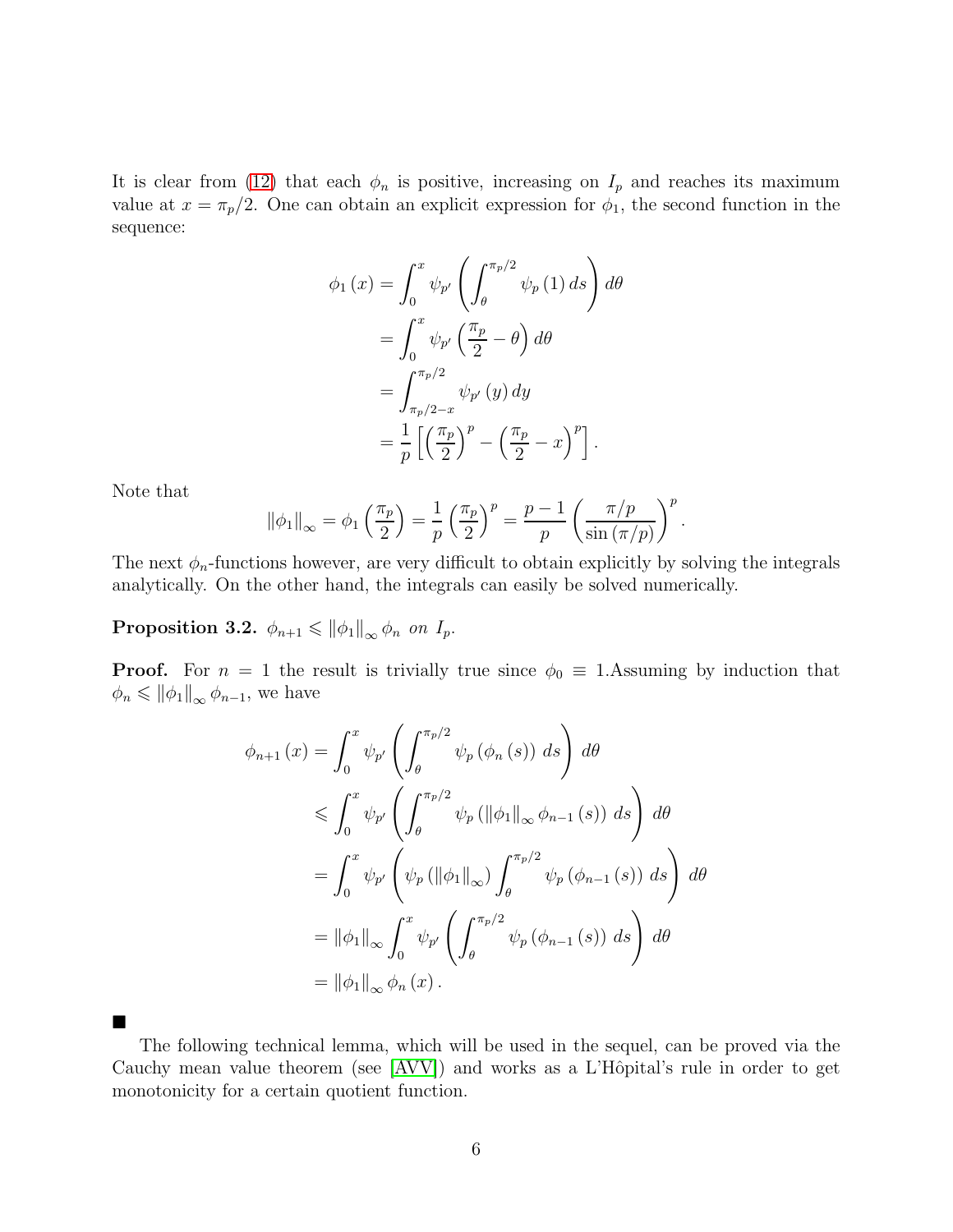It is clear from (12) that each $\phi_n$ is positive, increasing on $I_p$ and reaches its maximum value at $x = \pi_p/2$. One can obtain an explicit expression for $\phi_1$, the second function in the sequence:

$$
\begin{aligned}
\phi_1(x) &= \int_0^x \psi_{p'}\left(\int_\theta^{\pi_p/2} \psi_p(1)\, ds\right) d\theta \\
&= \int_0^x \psi_{p'}\left(\frac{\pi_p}{2} - \theta\right) d\theta \\
&= \int_{\pi_p/2 - x}^{\pi_p/2} \psi_{p'}(y)\, dy \\
&= \frac{1}{p}\left[\left(\frac{\pi_p}{2}\right)^p - \left(\frac{\pi_p}{2} - x\right)^p\right].
\end{aligned}
$$

Note that

$$
\|\phi_1\|_\infty = \phi_1\left(\frac{\pi_p}{2}\right) = \frac{1}{p}\left(\frac{\pi_p}{2}\right)^p = \frac{p-1}{p}\left(\frac{\pi/p}{\sin(\pi/p)}\right)^p.
$$

The next $\phi_n$-functions however, are very difficult to obtain explicitly by solving the integrals analytically. On the other hand, the integrals can easily be solved numerically.

**Proposition 3.2.** *$\phi_{n+1} \leqslant \|\phi_1\|_\infty \phi_n$ on $I_p$.*

**Proof.** For $n = 1$ the result is trivially true since $\phi_0 \equiv 1$.Assuming by induction that $\phi_n \leqslant \|\phi_1\|_\infty \phi_{n-1}$, we have

$$
\begin{aligned}
\phi_{n+1}(x) &= \int_0^x \psi_{p'}\left(\int_\theta^{\pi_p/2} \psi_p(\phi_n(s))\, ds\right) d\theta \\
&\leqslant \int_0^x \psi_{p'}\left(\int_\theta^{\pi_p/2} \psi_p\left(\|\phi_1\|_\infty \phi_{n-1}(s)\right) ds\right) d\theta \\
&= \int_0^x \psi_{p'}\left(\psi_p\left(\|\phi_1\|_\infty\right) \int_\theta^{\pi_p/2} \psi_p(\phi_{n-1}(s))\, ds\right) d\theta \\
&= \|\phi_1\|_\infty \int_0^x \psi_{p'}\left(\int_\theta^{\pi_p/2} \psi_p(\phi_{n-1}(s))\, ds\right) d\theta \\
&= \|\phi_1\|_\infty \phi_n(x).
\end{aligned}
$$

■

The following technical lemma, which will be used in the sequel, can be proved via the Cauchy mean value theorem (see [AVV]) and works as a L'Hôpital's rule in order to get monotonicity for a certain quotient function.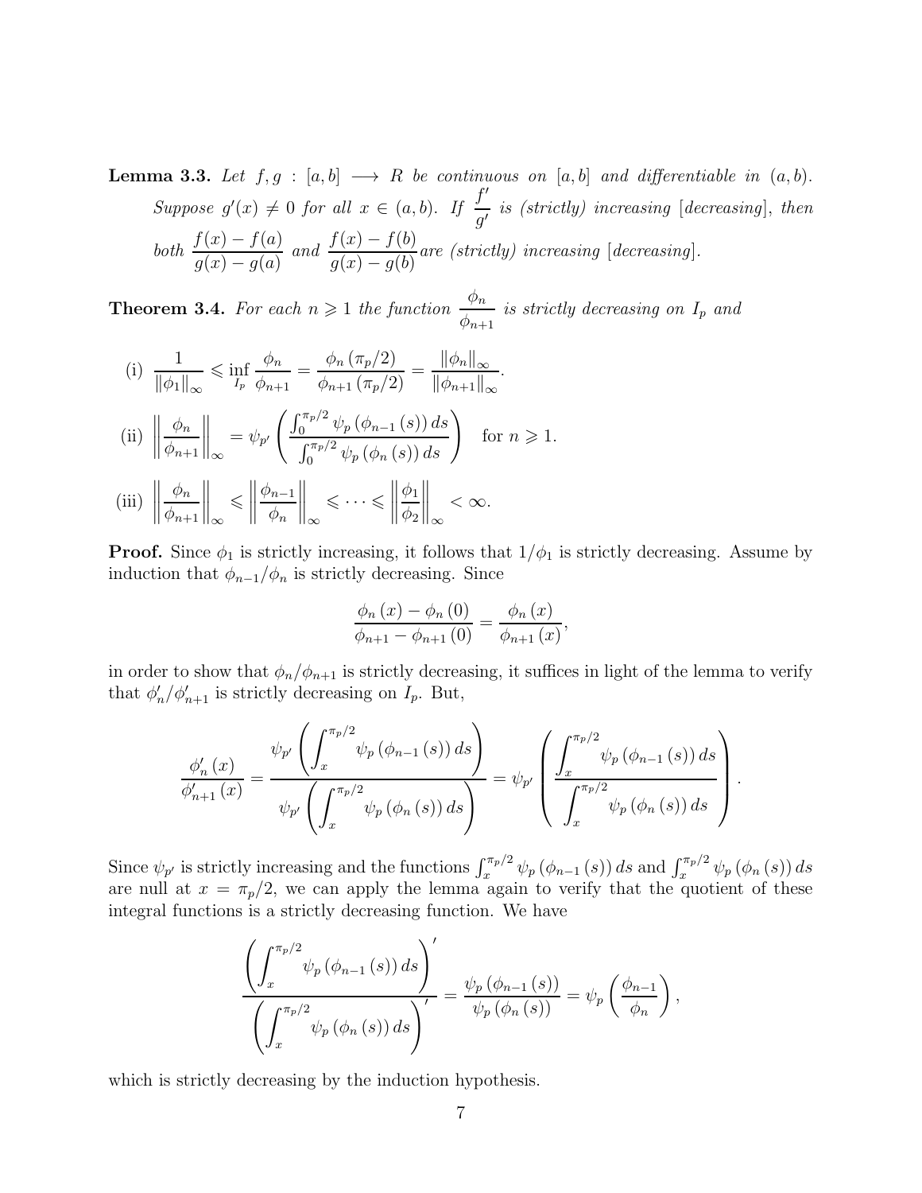**Lemma 3.3.** *Let $f, g : [a,b] \longrightarrow R$ be continuous on $[a,b]$ and differentiable in $(a,b)$. Suppose $g'(x) \neq 0$ for all $x \in (a,b)$. If $\dfrac{f'}{g'}$ is (strictly) increasing [decreasing], then both $\dfrac{f(x)-f(a)}{g(x)-g(a)}$ and $\dfrac{f(x)-f(b)}{g(x)-g(b)}$ are (strictly) increasing [decreasing].*

**Theorem 3.4.** *For each $n \geqslant 1$ the function $\dfrac{\phi_n}{\phi_{n+1}}$ is strictly decreasing on $I_p$ and*

(i) $\dfrac{1}{\|\phi_1\|_\infty} \leqslant \inf\limits_{I_p} \dfrac{\phi_n}{\phi_{n+1}} = \dfrac{\phi_n(\pi_p/2)}{\phi_{n+1}(\pi_p/2)} = \dfrac{\|\phi_n\|_\infty}{\|\phi_{n+1}\|_\infty}$.

(ii) $\left\| \dfrac{\phi_n}{\phi_{n+1}} \right\|_\infty = \psi_{p'}\left( \dfrac{\int_0^{\pi_p/2} \psi_p(\phi_{n-1}(s))\, ds}{\int_0^{\pi_p/2} \psi_p(\phi_n(s))\, ds} \right)$ for $n \geqslant 1$.

(iii) $\left\| \dfrac{\phi_n}{\phi_{n+1}} \right\|_\infty \leqslant \left\| \dfrac{\phi_{n-1}}{\phi_n} \right\|_\infty \leqslant \cdots \leqslant \left\| \dfrac{\phi_1}{\phi_2} \right\|_\infty < \infty.$

**Proof.** Since $\phi_1$ is strictly increasing, it follows that $1/\phi_1$ is strictly decreasing. Assume by induction that $\phi_{n-1}/\phi_n$ is strictly decreasing. Since

$$\frac{\phi_n(x) - \phi_n(0)}{\phi_{n+1} - \phi_{n+1}(0)} = \frac{\phi_n(x)}{\phi_{n+1}(x)},$$

in order to show that $\phi_n/\phi_{n+1}$ is strictly decreasing, it suffices in light of the lemma to verify that $\phi_n'/\phi_{n+1}'$ is strictly decreasing on $I_p$. But,

$$\frac{\phi_n'(x)}{\phi_{n+1}'(x)} = \frac{\psi_{p'}\left( \displaystyle\int_x^{\pi_p/2} \psi_p(\phi_{n-1}(s))\, ds \right)}{\psi_{p'}\left( \displaystyle\int_x^{\pi_p/2} \psi_p(\phi_n(s))\, ds \right)} = \psi_{p'}\left( \frac{\displaystyle\int_x^{\pi_p/2} \psi_p(\phi_{n-1}(s))\, ds}{\displaystyle\int_x^{\pi_p/2} \psi_p(\phi_n(s))\, ds} \right).$$

Since $\psi_{p'}$ is strictly increasing and the functions $\int_x^{\pi_p/2} \psi_p(\phi_{n-1}(s))\, ds$ and $\int_x^{\pi_p/2} \psi_p(\phi_n(s))\, ds$ are null at $x = \pi_p/2$, we can apply the lemma again to verify that the quotient of these integral functions is a strictly decreasing function. We have

$$\frac{\left( \displaystyle\int_x^{\pi_p/2} \psi_p(\phi_{n-1}(s))\, ds \right)'}{\left( \displaystyle\int_x^{\pi_p/2} \psi_p(\phi_n(s))\, ds \right)'} = \frac{\psi_p(\phi_{n-1}(s))}{\psi_p(\phi_n(s))} = \psi_p\left( \frac{\phi_{n-1}}{\phi_n} \right),$$

which is strictly decreasing by the induction hypothesis.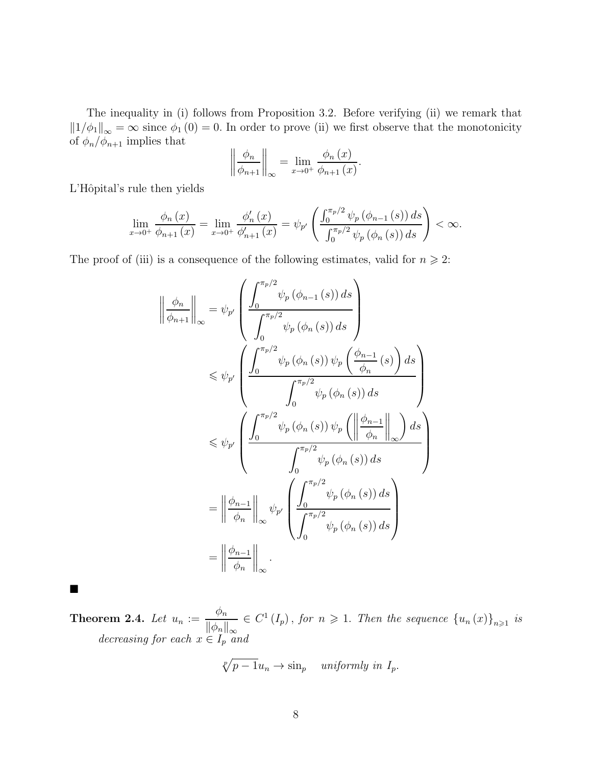The inequality in (i) follows from Proposition 3.2. Before verifying (ii) we remark that $\|1/\phi_1\|_\infty = \infty$ since $\phi_1(0) = 0$. In order to prove (ii) we first observe that the monotonicity of $\phi_n/\phi_{n+1}$ implies that

$$\left\| \frac{\phi_n}{\phi_{n+1}} \right\|_\infty = \lim_{x \to 0^+} \frac{\phi_n(x)}{\phi_{n+1}(x)}.$$

L'Hôpital's rule then yields

$$\lim_{x \to 0^+} \frac{\phi_n(x)}{\phi_{n+1}(x)} = \lim_{x \to 0^+} \frac{\phi_n'(x)}{\phi_{n+1}'(x)} = \psi_{p'} \left( \frac{\int_0^{\pi_p/2} \psi_p(\phi_{n-1}(s))\, ds}{\int_0^{\pi_p/2} \psi_p(\phi_n(s))\, ds} \right) < \infty.$$

The proof of (iii) is a consequence of the following estimates, valid for $n \geqslant 2$:

$$\begin{aligned}
\left\| \frac{\phi_n}{\phi_{n+1}} \right\|_\infty &= \psi_{p'} \left( \frac{\displaystyle\int_0^{\pi_p/2} \psi_p(\phi_{n-1}(s))\, ds}{\displaystyle\int_0^{\pi_p/2} \psi_p(\phi_n(s))\, ds} \right) \\
&\leqslant \psi_{p'} \left( \frac{\displaystyle\int_0^{\pi_p/2} \psi_p(\phi_n(s))\, \psi_p\left( \frac{\phi_{n-1}}{\phi_n}(s) \right) ds}{\displaystyle\int_0^{\pi_p/2} \psi_p(\phi_n(s))\, ds} \right) \\
&\leqslant \psi_{p'} \left( \frac{\displaystyle\int_0^{\pi_p/2} \psi_p(\phi_n(s))\, \psi_p\left( \left\| \frac{\phi_{n-1}}{\phi_n} \right\|_\infty \right) ds}{\displaystyle\int_0^{\pi_p/2} \psi_p(\phi_n(s))\, ds} \right) \\
&= \left\| \frac{\phi_{n-1}}{\phi_n} \right\|_\infty \psi_{p'} \left( \frac{\displaystyle\int_0^{\pi_p/2} \psi_p(\phi_n(s))\, ds}{\displaystyle\int_0^{\pi_p/2} \psi_p(\phi_n(s))\, ds} \right) \\
&= \left\| \frac{\phi_{n-1}}{\phi_n} \right\|_\infty .
\end{aligned}$$

■

**Theorem 2.4.** *Let* $u_n := \dfrac{\phi_n}{\|\phi_n\|_\infty} \in C^1(I_p)$, *for* $n \geqslant 1$. *Then the sequence* $\{u_n(x)\}_{n \geqslant 1}$ *is decreasing for each* $x \in I_p$ *and*

$$\sqrt[p]{p-1}\, u_n \to \sin_p \quad \text{uniformly in } I_p.$$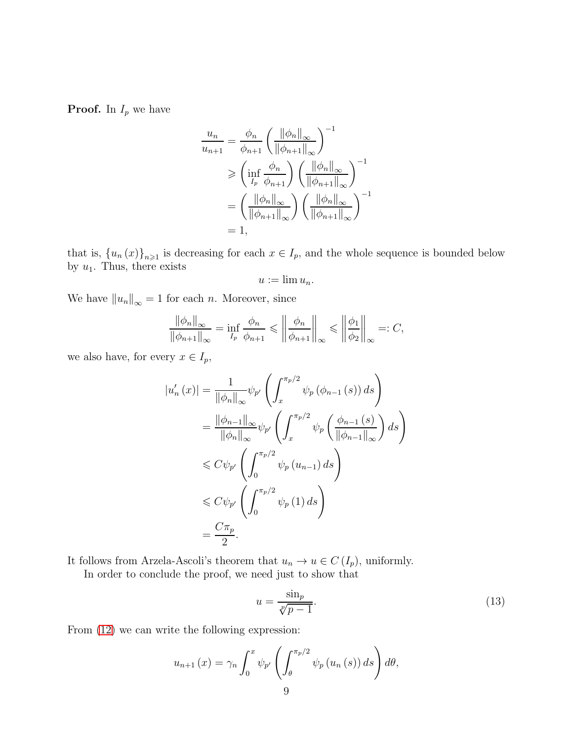**Proof.** In $I_p$ we have

$$
\begin{aligned}
\frac{u_n}{u_{n+1}} &= \frac{\phi_n}{\phi_{n+1}} \left( \frac{\|\phi_n\|_\infty}{\|\phi_{n+1}\|_\infty} \right)^{-1} \\
&\geqslant \left( \inf_{I_p} \frac{\phi_n}{\phi_{n+1}} \right) \left( \frac{\|\phi_n\|_\infty}{\|\phi_{n+1}\|_\infty} \right)^{-1} \\
&= \left( \frac{\|\phi_n\|_\infty}{\|\phi_{n+1}\|_\infty} \right) \left( \frac{\|\phi_n\|_\infty}{\|\phi_{n+1}\|_\infty} \right)^{-1} \\
&= 1,
\end{aligned}
$$

that is, $\{u_n(x)\}_{n\geqslant 1}$ is decreasing for each $x \in I_p$, and the whole sequence is bounded below by $u_1$. Thus, there exists

$$
u := \lim u_n.
$$

We have $\|u_n\|_\infty = 1$ for each $n$. Moreover, since

$$
\frac{\|\phi_n\|_\infty}{\|\phi_{n+1}\|_\infty} = \inf_{I_p} \frac{\phi_n}{\phi_{n+1}} \leqslant \left\| \frac{\phi_n}{\phi_{n+1}} \right\|_\infty \leqslant \left\| \frac{\phi_1}{\phi_2} \right\|_\infty =: C,
$$

we also have, for every $x \in I_p$,

$$
\begin{aligned}
|u_n'(x)| &= \frac{1}{\|\phi_n\|_\infty} \psi_{p'} \left( \int_x^{\pi_p/2} \psi_p(\phi_{n-1}(s))\, ds \right) \\
&= \frac{\|\phi_{n-1}\|_\infty}{\|\phi_n\|_\infty} \psi_{p'} \left( \int_x^{\pi_p/2} \psi_p \left( \frac{\phi_{n-1}(s)}{\|\phi_{n-1}\|_\infty} \right) ds \right) \\
&\leqslant C \psi_{p'} \left( \int_0^{\pi_p/2} \psi_p(u_{n-1})\, ds \right) \\
&\leqslant C \psi_{p'} \left( \int_0^{\pi_p/2} \psi_p(1)\, ds \right) \\
&= \frac{C\pi_p}{2}.
\end{aligned}
$$

It follows from Arzela-Ascoli's theorem that $u_n \to u \in C(I_p)$, uniformly.

In order to conclude the proof, we need just to show that

$$
u = \frac{\sin_p}{\sqrt[p]{p-1}}. \tag{13}
$$

From (12) we can write the following expression:

$$
u_{n+1}(x) = \gamma_n \int_0^x \psi_{p'} \left( \int_\theta^{\pi_p/2} \psi_p(u_n(s))\, ds \right) d\theta,
$$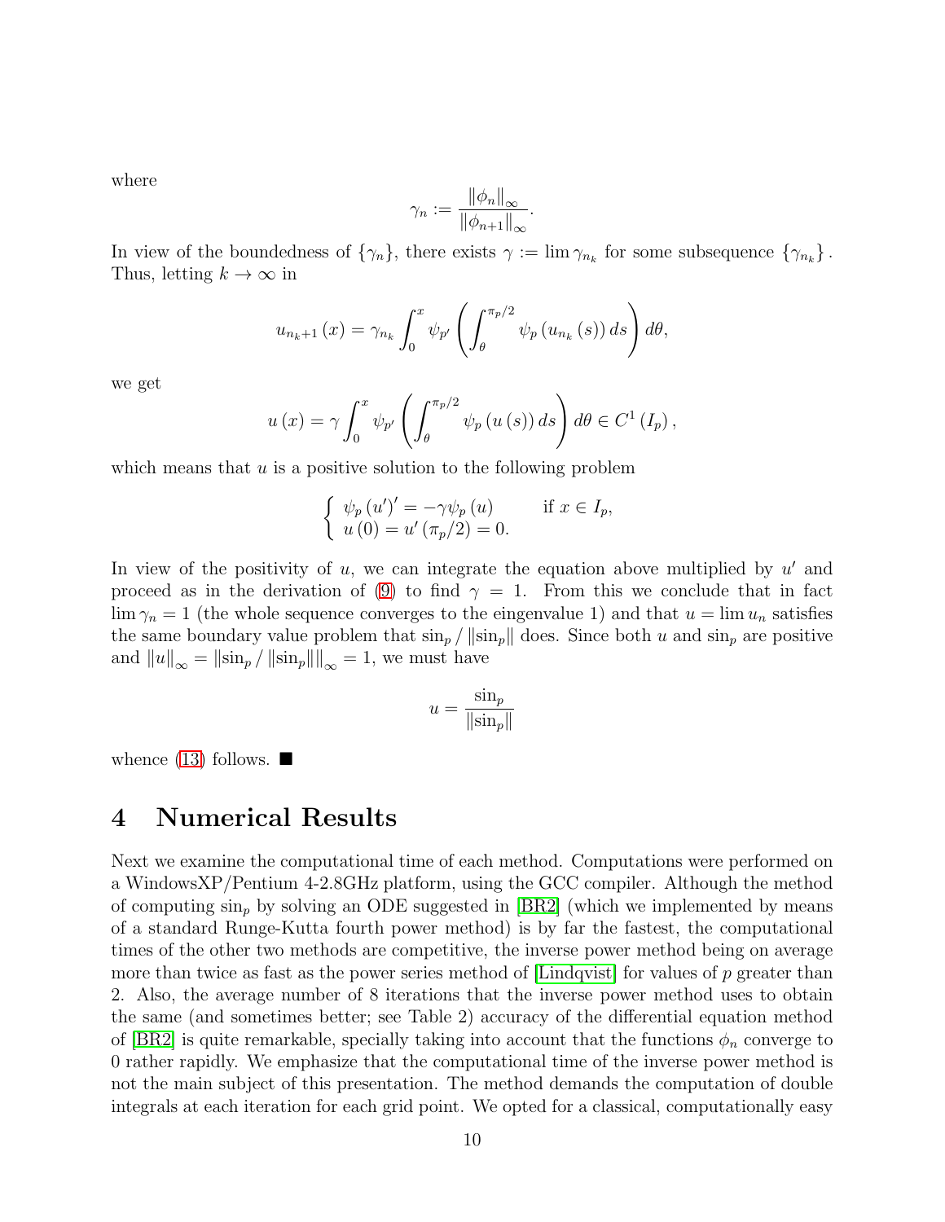where

$$\gamma_n := \frac{\|\phi_n\|_\infty}{\|\phi_{n+1}\|_\infty}.$$

In view of the boundedness of $\{\gamma_n\}$, there exists $\gamma := \lim \gamma_{n_k}$ for some subsequence $\{\gamma_{n_k}\}$. Thus, letting $k \to \infty$ in

$$u_{n_k+1}(x) = \gamma_{n_k} \int_0^x \psi_{p'} \left( \int_\theta^{\pi_p/2} \psi_p (u_{n_k}(s))\, ds \right) d\theta,$$

we get

$$u(x) = \gamma \int_0^x \psi_{p'} \left( \int_\theta^{\pi_p/2} \psi_p (u(s))\, ds \right) d\theta \in C^1(I_p),$$

which means that $u$ is a positive solution to the following problem

$$\begin{cases} \psi_p(u')' = -\gamma \psi_p(u) & \text{if } x \in I_p, \\ u(0) = u'(\pi_p/2) = 0. \end{cases}$$

In view of the positivity of $u$, we can integrate the equation above multiplied by $u'$ and proceed as in the derivation of (9) to find $\gamma = 1$. From this we conclude that in fact $\lim \gamma_n = 1$ (the whole sequence converges to the eingenvalue 1) and that $u = \lim u_n$ satisfies the same boundary value problem that $\sin_p / \|\sin_p\|$ does. Since both $u$ and $\sin_p$ are positive and $\|u\|_\infty = \|\sin_p / \|\sin_p\|\|_\infty = 1$, we must have

$$u = \frac{\sin_p}{\|\sin_p\|}$$

whence (13) follows. ■

# 4 Numerical Results

Next we examine the computational time of each method. Computations were performed on a WindowsXP/Pentium 4-2.8GHz platform, using the GCC compiler. Although the method of computing $\sin_p$ by solving an ODE suggested in [BR2] (which we implemented by means of a standard Runge-Kutta fourth power method) is by far the fastest, the computational times of the other two methods are competitive, the inverse power method being on average more than twice as fast as the power series method of [Lindqvist] for values of $p$ greater than 2. Also, the average number of 8 iterations that the inverse power method uses to obtain the same (and sometimes better; see Table 2) accuracy of the differential equation method of [BR2] is quite remarkable, specially taking into account that the functions $\phi_n$ converge to 0 rather rapidly. We emphasize that the computational time of the inverse power method is not the main subject of this presentation. The method demands the computation of double integrals at each iteration for each grid point. We opted for a classical, computationally easy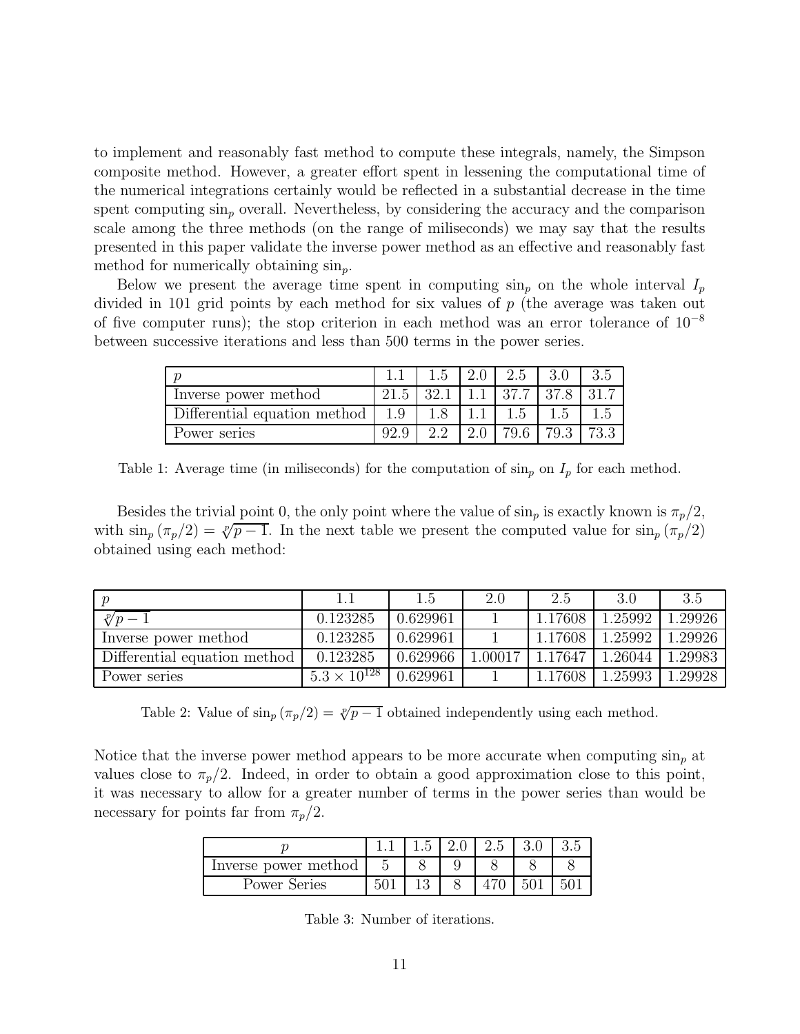to implement and reasonably fast method to compute these integrals, namely, the Simpson composite method. However, a greater effort spent in lessening the computational time of the numerical integrations certainly would be reflected in a substantial decrease in the time spent computing $\sin_p$ overall. Nevertheless, by considering the accuracy and the comparison scale among the three methods (on the range of miliseconds) we may say that the results presented in this paper validate the inverse power method as an effective and reasonably fast method for numerically obtaining $\sin_p$.

Below we present the average time spent in computing $\sin_p$ on the whole interval $I_p$ divided in 101 grid points by each method for six values of $p$ (the average was taken out of five computer runs); the stop criterion in each method was an error tolerance of $10^{-8}$ between successive iterations and less than 500 terms in the power series.

| $p$ | 1.1 | 1.5 | 2.0 | 2.5 | 3.0 | 3.5 |
|---|---|---|---|---|---|---|
| Inverse power method | 21.5 | 32.1 | 1.1 | 37.7 | 37.8 | 31.7 |
| Differential equation method | 1.9 | 1.8 | 1.1 | 1.5 | 1.5 | 1.5 |
| Power series | 92.9 | 2.2 | 2.0 | 79.6 | 79.3 | 73.3 |

Table 1: Average time (in miliseconds) for the computation of $\sin_p$ on $I_p$ for each method.

Besides the trivial point 0, the only point where the value of $\sin_p$ is exactly known is $\pi_p/2$, with $\sin_p(\pi_p/2) = \sqrt[p]{p-1}$. In the next table we present the computed value for $\sin_p(\pi_p/2)$ obtained using each method:

| $p$ | 1.1 | 1.5 | 2.0 | 2.5 | 3.0 | 3.5 |
|---|---|---|---|---|---|---|
| $\sqrt[p]{p-1}$ | 0.123285 | 0.629961 | 1 | 1.17608 | 1.25992 | 1.29926 |
| Inverse power method | 0.123285 | 0.629961 | 1 | 1.17608 | 1.25992 | 1.29926 |
| Differential equation method | 0.123285 | 0.629966 | 1.00017 | 1.17647 | 1.26044 | 1.29983 |
| Power series | $5.3 \times 10^{128}$ | 0.629961 | 1 | 1.17608 | 1.25993 | 1.29928 |

Table 2: Value of $\sin_p(\pi_p/2) = \sqrt[p]{p-1}$ obtained independently using each method.

Notice that the inverse power method appears to be more accurate when computing $\sin_p$ at values close to $\pi_p/2$. Indeed, in order to obtain a good approximation close to this point, it was necessary to allow for a greater number of terms in the power series than would be necessary for points far from $\pi_p/2$.

| $p$ | 1.1 | 1.5 | 2.0 | 2.5 | 3.0 | 3.5 |
|---|---|---|---|---|---|---|
| Inverse power method | 5 | 8 | 9 | 8 | 8 | 8 |
| Power Series | 501 | 13 | 8 | 470 | 501 | 501 |

Table 3: Number of iterations.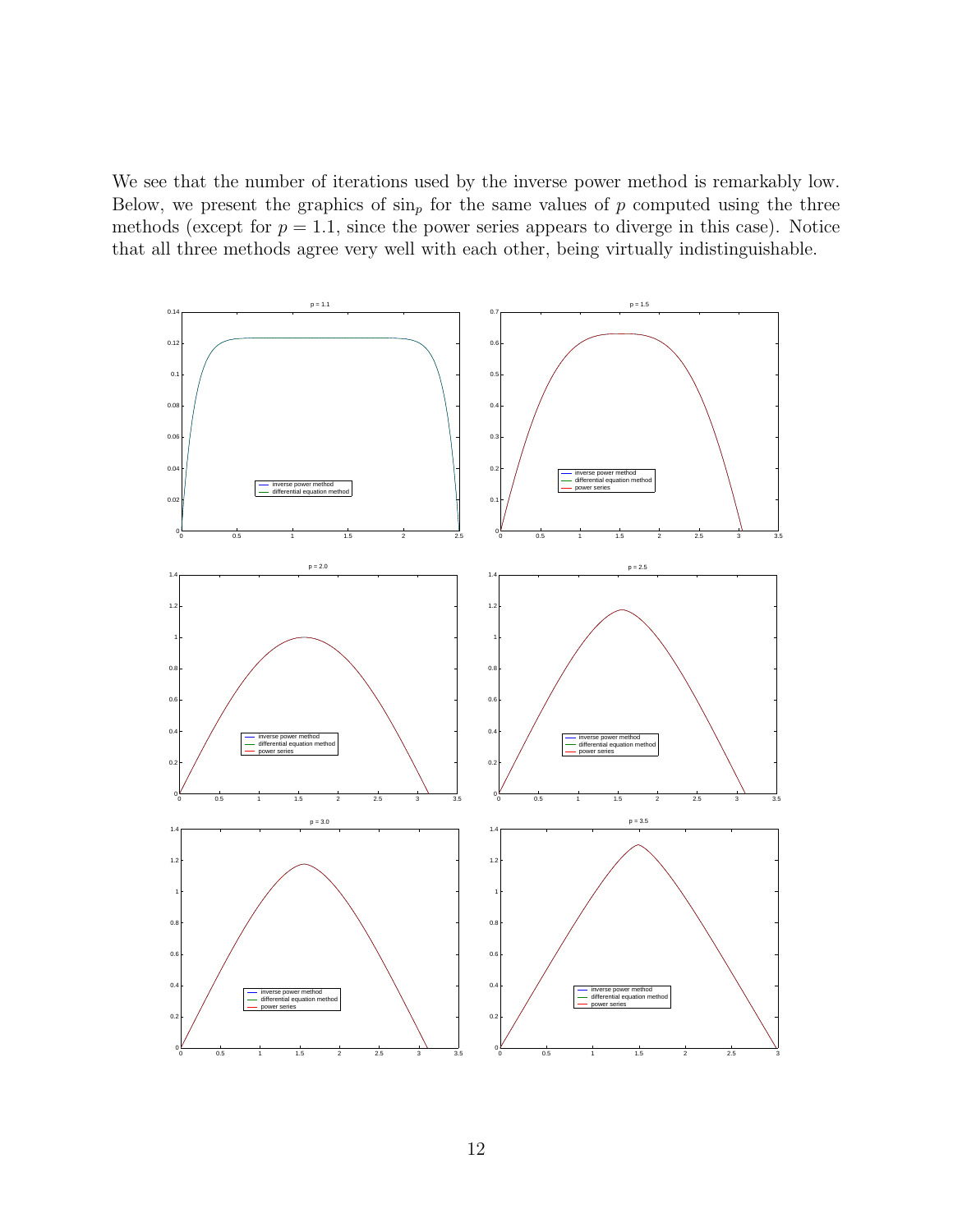We see that the number of iterations used by the inverse power method is remarkably low. Below, we present the graphics of $\sin_p$ for the same values of $p$ computed using the three methods (except for $p = 1.1$, since the power series appears to diverge in this case). Notice that all three methods agree very well with each other, being virtually indistinguishable.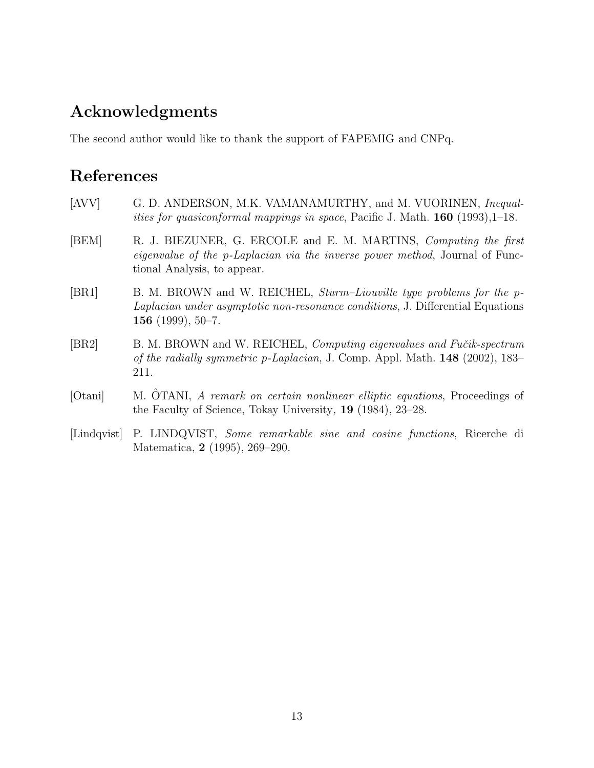## Acknowledgments

The second author would like to thank the support of FAPEMIG and CNPq.

## References

[AVV] G. D. ANDERSON, M.K. VAMANAMURTHY, and M. VUORINEN, *Inequalities for quasiconformal mappings in space*, Pacific J. Math. **160** (1993),1–18.

[BEM] R. J. BIEZUNER, G. ERCOLE and E. M. MARTINS, *Computing the first eigenvalue of the p-Laplacian via the inverse power method*, Journal of Functional Analysis, to appear.

[BR1] B. M. BROWN and W. REICHEL, *Sturm–Liouville type problems for the p-Laplacian under asymptotic non-resonance conditions*, J. Differential Equations **156** (1999), 50–7.

[BR2] B. M. BROWN and W. REICHEL, *Computing eigenvalues and Fučik-spectrum of the radially symmetric p-Laplacian*, J. Comp. Appl. Math. **148** (2002), 183–211.

[Otani] M. ÔTANI, *A remark on certain nonlinear elliptic equations*, Proceedings of the Faculty of Science, Tokay University, **19** (1984), 23–28.

[Lindqvist] P. LINDQVIST, *Some remarkable sine and cosine functions*, Ricerche di Matematica, **2** (1995), 269–290.